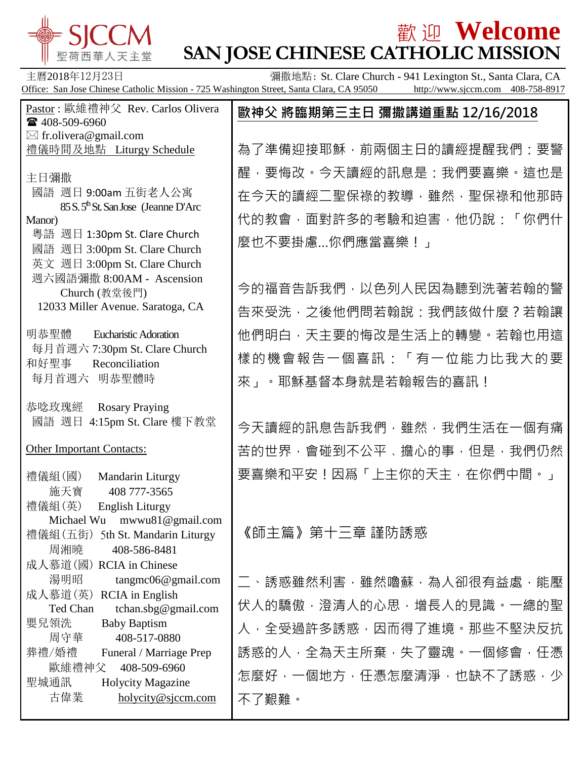# 歡迎 Welcome
# SAN JOSE CHINESE CATHOLIC MISSION

SJCCM 聖荷西華人天主堂

主曆2018年12月23日　　彌撒地點: St. Clare Church - 941 Lexington St., Santa Clara, CA

Office: San Jose Chinese Catholic Mission - 725 Washington Street, Santa Clara, CA 95050　http://www.sjccm.com　408-758-8917

Pastor : 歐維禮神父 Rev. Carlos Olivera
☎ 408-509-6960
✉ fr.olivera@gmail.com

禮儀時間及地點 Liturgy Schedule

主日彌撒
國語 週日 9:00am 五街老人公寓 85 S. 5th St. San Jose (Jeanne D'Arc Manor)
粵語 週日 1:30pm St. Clare Church
國語 週日 3:00pm St. Clare Church
英文 週日 3:00pm St. Clare Church
週六國語彌撒 8:00AM - Ascension Church (教堂後門) 12033 Miller Avenue. Saratoga, CA

明恭聖體 Eucharistic Adoration
每月首週六 7:30pm St. Clare Church
和好聖事 Reconciliation
每月首週六 明恭聖體時

恭唸玫瑰經 Rosary Praying
國語 週日 4:15pm St. Clare 樓下教堂

Other Important Contacts:

禮儀組(國) Mandarin Liturgy
施天寶 408 777-3565
禮儀組(英) English Liturgy
Michael Wu mwwu81@gmail.com
禮儀組(五街) 5th St. Mandarin Liturgy
周湘曉 408-586-8481
成人慕道(國) RCIA in Chinese
湯明昭 tangmc06@gmail.com
成人慕道(英) RCIA in English
Ted Chan tchan.sbg@gmail.com
嬰兒領洗 Baby Baptism
周守華 408-517-0880
葬禮/婚禮 Funeral / Marriage Prep
歐維禮神父 408-509-6960
聖城通訊 Holycity Magazine
古偉業 holycity@sjccm.com

## 歐神父 將臨期第三主日 彌撒講道重點 12/16/2018

為了準備迎接耶穌，前兩個主日的讀經提醒我們：要警醒，要悔改。今天讀經的訊息是：我們要喜樂。這也是在今天的讀經二聖保祿的教導，雖然，聖保祿和他那時代的教會，面對許多的考驗和迫害，他仍說：「你們什麼也不要掛慮...你們應當喜樂！」

今的福音告訴我們，以色列人民因為聽到洗著若翰的警告來受洗，之後他們問若翰說：我們該做什麼？若翰讓他們明白，天主要的悔改是生活上的轉變。若翰也用這樣的機會報告一個喜訊：「有一位能力比我大的要來」。耶穌基督本身就是若翰報告的喜訊！

今天讀經的訊息告訴我們，雖然，我們生活在一個有痛苦的世界，會碰到不公平、擔心的事，但是，我們仍然要喜樂和平安！因爲「上主你的天主，在你們中間。」

《師主篇》第十三章 謹防誘惑

二、誘惑雖然利害，雖然嚕蘇，為人卻很有益處，能壓伏人的驕傲，澄清人的心思，增長人的見識。一總的聖人，全受過許多誘惑，因而得了進境。那些不堅決反抗誘惑的人，全為天主所棄，失了靈魂。一個修會，任憑怎麼好，一個地方，任憑怎麼清淨，也缺不了誘惑，少不了艱難。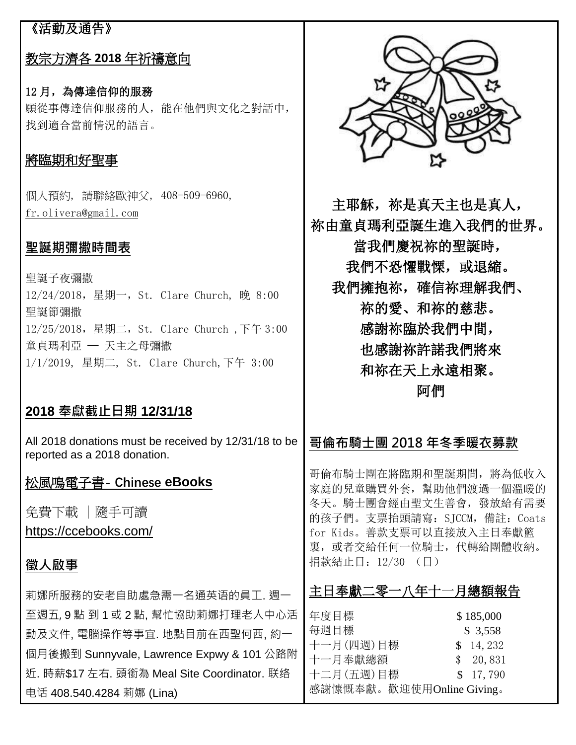《活動及通告》

## 教宗方濟各 2018 年祈禱意向

**12 月，為傳達信仰的服務**

願從事傳達信仰服務的人，能在他們與文化之對話中，找到適合當前情況的語言。

## 將臨期和好聖事

個人預約，請聯絡歐神父，408-509-6960，fr.olivera@gmail.com

## 聖誕期彌撒時間表

聖誕子夜彌撒
12/24/2018，星期一，St. Clare Church，晚 8:00
聖誕節彌撒
12/25/2018，星期二，St. Clare Church ,下午 3:00
童貞瑪利亞 — 天主之母彌撒
1/1/2019，星期二，St. Clare Church,下午 3:00

## 2018 奉獻截止日期 12/31/18

All 2018 donations must be received by 12/31/18 to be reported as a 2018 donation.

## 松風鳴電子書- Chinese eBooks

免費下載 ｜隨手可讀
https://ccebooks.com/

## 徵人啟事

莉娜所服務的安老自助處急需一名通英语的員工. 週一至週五, 9 點 到 1 或 2 點, 幫忙協助莉娜打理老人中心活動及文件, 電腦操作等事宜. 地點目前在西聖何西, 約一個月後搬到 Sunnyvale, Lawrence Expwy & 101 公路附近. 時薪$17 左右. 頭銜為 Meal Site Coordinator. 联络电话 408.540.4284 莉娜 (Lina)

**主耶穌，祢是真天主也是真人，**
**祢由童貞瑪利亞誕生進入我們的世界。**
**當我們慶祝祢的聖誕時，**
**我們不恐懼戰慄，或退縮。**
**我們擁抱祢，確信祢理解我們、**
**祢的愛、和祢的慈悲。**
**感謝祢臨於我們中間，**
**也感謝祢許諾我們將來**
**和祢在天上永遠相聚。**
**阿們**

## 哥倫布騎士團 2018 年冬季暖衣募款

哥倫布騎士團在將臨期和聖誕期間，將為低收入家庭的兒童購買外套，幫助他們渡過一個溫暖的冬天。騎士團會經由聖文生善會，發放給有需要的孩子們。支票抬頭請寫：SJCCM，備註：Coats for Kids。善款支票可以直接放入主日奉獻籃裏，或者交給任何一位騎士，代轉給團體收納。捐款結止日：12/30 （日）

## 主日奉獻二零一八年十一月總額報告

| | |
|---|---|
| 年度目標 | $ 185,000 |
| 每週目標 | $ 3,558 |
| 十一月(四週)目標 | $ 14,232 |
| 十一月奉獻總額 | $ 20,831 |
| 十二月(五週)目標 | $ 17,790 |

感謝慷慨奉獻。歡迎使用Online Giving。